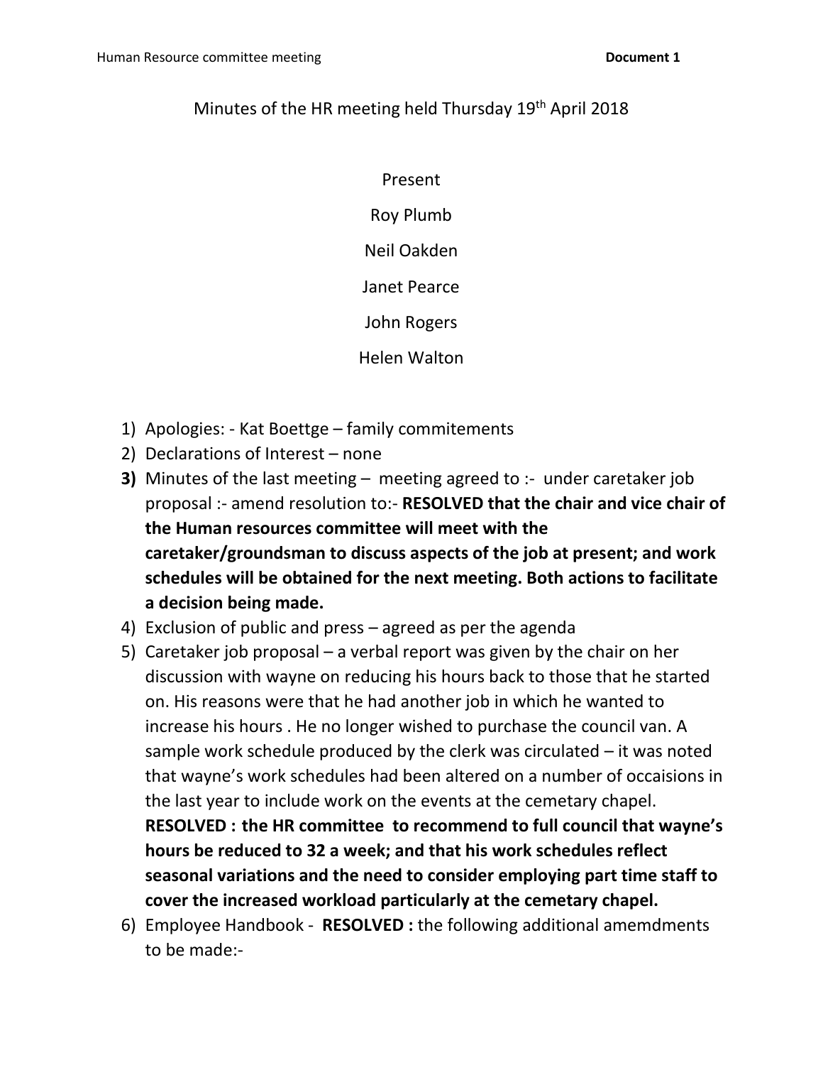Minutes of the HR meeting held Thursday 19th April 2018

Present

Roy Plumb

Neil Oakden

Janet Pearce

John Rogers

Helen Walton

1) Apologies: - Kat Boettge – family commitements
2) Declarations of Interest – none
3) Minutes of the last meeting – meeting agreed to :- under caretaker job proposal :- amend resolution to:- **RESOLVED that the chair and vice chair of the Human resources committee will meet with the caretaker/groundsman to discuss aspects of the job at present; and work schedules will be obtained for the next meeting. Both actions to facilitate a decision being made.**
4) Exclusion of public and press – agreed as per the agenda
5) Caretaker job proposal – a verbal report was given by the chair on her discussion with wayne on reducing his hours back to those that he started on. His reasons were that he had another job in which he wanted to increase his hours . He no longer wished to purchase the council van. A sample work schedule produced by the clerk was circulated – it was noted that wayne's work schedules had been altered on a number of occaisions in the last year to include work on the events at the cemetary chapel. **RESOLVED : the HR committee to recommend to full council that wayne's hours be reduced to 32 a week; and that his work schedules reflect seasonal variations and the need to consider employing part time staff to cover the increased workload particularly at the cemetary chapel.**
6) Employee Handbook - **RESOLVED :** the following additional amemdments to be made:-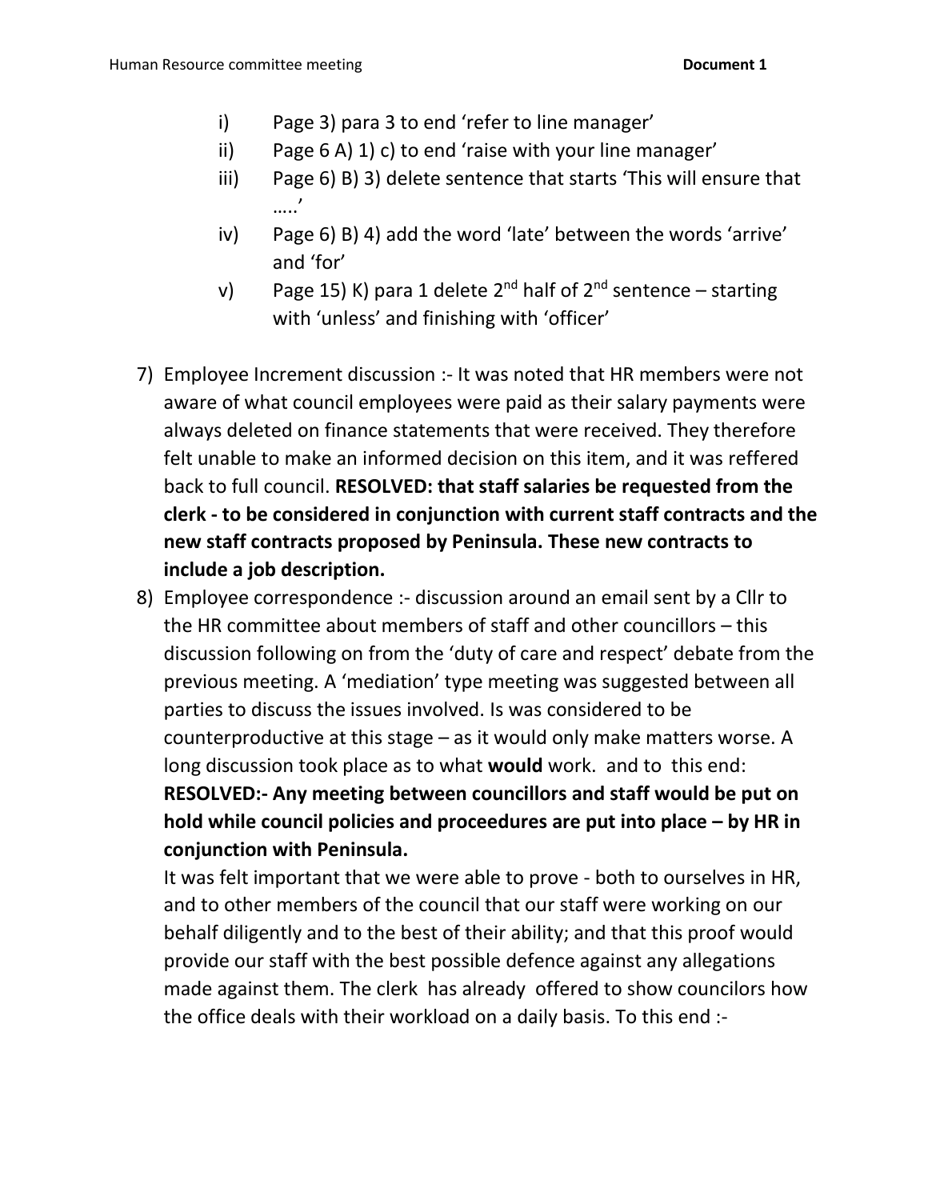i) Page 3) para 3 to end 'refer to line manager'
ii) Page 6 A) 1) c) to end 'raise with your line manager'
iii) Page 6) B) 3) delete sentence that starts 'This will ensure that …..'
iv) Page 6) B) 4) add the word 'late' between the words 'arrive' and 'for'
v) Page 15) K) para 1 delete 2nd half of 2nd sentence – starting with 'unless' and finishing with 'officer'

7) Employee Increment discussion :- It was noted that HR members were not aware of what council employees were paid as their salary payments were always deleted on finance statements that were received. They therefore felt unable to make an informed decision on this item, and it was reffered back to full council. **RESOLVED: that staff salaries be requested from the clerk - to be considered in conjunction with current staff contracts and the new staff contracts proposed by Peninsula. These new contracts to include a job description.**

8) Employee correspondence :- discussion around an email sent by a Cllr to the HR committee about members of staff and other councillors – this discussion following on from the 'duty of care and respect' debate from the previous meeting. A 'mediation' type meeting was suggested between all parties to discuss the issues involved. Is was considered to be counterproductive at this stage – as it would only make matters worse. A long discussion took place as to what **would** work. and to this end:

   **RESOLVED:- Any meeting between councillors and staff would be put on hold while council policies and proceedures are put into place – by HR in conjunction with Peninsula.**

   It was felt important that we were able to prove - both to ourselves in HR, and to other members of the council that our staff were working on our behalf diligently and to the best of their ability; and that this proof would provide our staff with the best possible defence against any allegations made against them. The clerk has already offered to show councilors how the office deals with their workload on a daily basis. To this end :-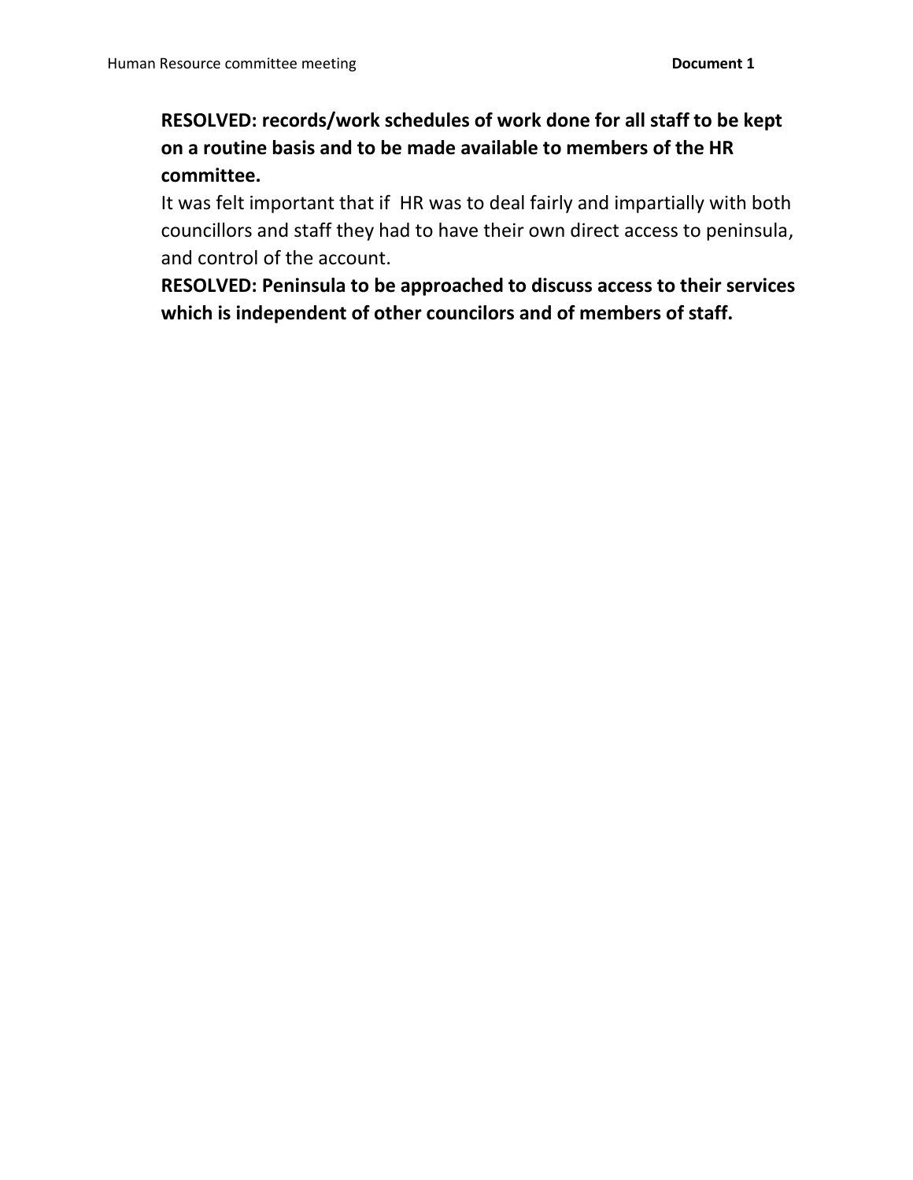**RESOLVED: records/work schedules of work done for all staff to be kept on a routine basis and to be made available to members of the HR committee.**

It was felt important that if HR was to deal fairly and impartially with both councillors and staff they had to have their own direct access to peninsula, and control of the account.

**RESOLVED: Peninsula to be approached to discuss access to their services which is independent of other councilors and of members of staff.**